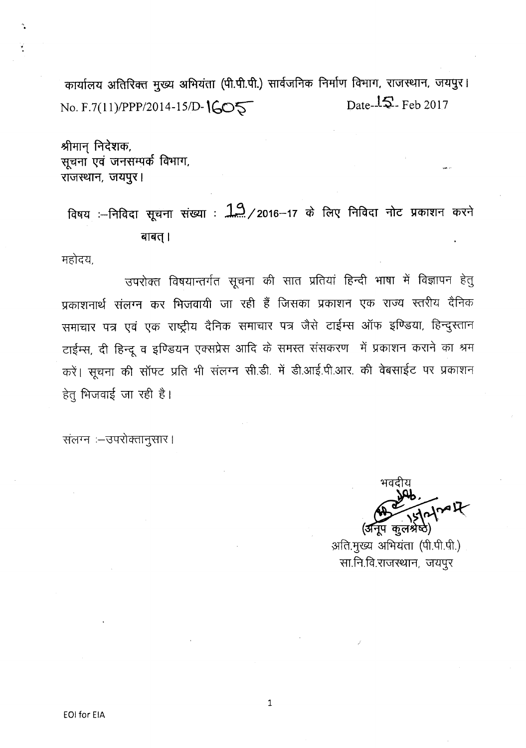कार्यालय अतिरिक्त मुख्य अभियंता (पी.पी.पी.) सार्वजनिक निर्माण विभाग, राजस्थान, जयपुर।

No. F.7(11)/PPP/2014-15/D-1605 Date--15- Feb 2017

श्रीमान् निदेशक,
सूचना एवं जनसम्पर्क विभाग,
राजस्थान, जयपुर।

विषय :–निविदा सूचना संख्या : 19/2016–17 के लिए निविदा नोट प्रकाशन करने बाबत्।

महोदय,

उपरोक्त विषयान्तर्गत सूचना की सात प्रतियां हिन्दी भाषा में विज्ञापन हेतु प्रकाशनार्थ संलग्न कर भिजवायी जा रही हैं जिसका प्रकाशन एक राज्य स्तरीय दैनिक समाचार पत्र एवं एक राष्ट्रीय दैनिक समाचार पत्र जैसे टाईम्स ऑफ इण्डिया, हिन्दुस्तान टाईम्स, दी हिन्दू व इण्डियन एक्सप्रेस आदि के समस्त संसकरण में प्रकाशन कराने का श्रम करें। सूचना की सॉफ्ट प्रति भी संलग्न सी.डी. में डी.आई.पी.आर. की वेबसाईट पर प्रकाशन हेतु भिजवाई जा रही है।

संलग्न :–उपरोक्तानुसार।

भवदीय

(अनूप कुलश्रेष्ठ)
अति.मुख्य अभियंता (पी.पी.पी.)
सा.नि.वि.राजस्थान, जयपुर

EOI for EIA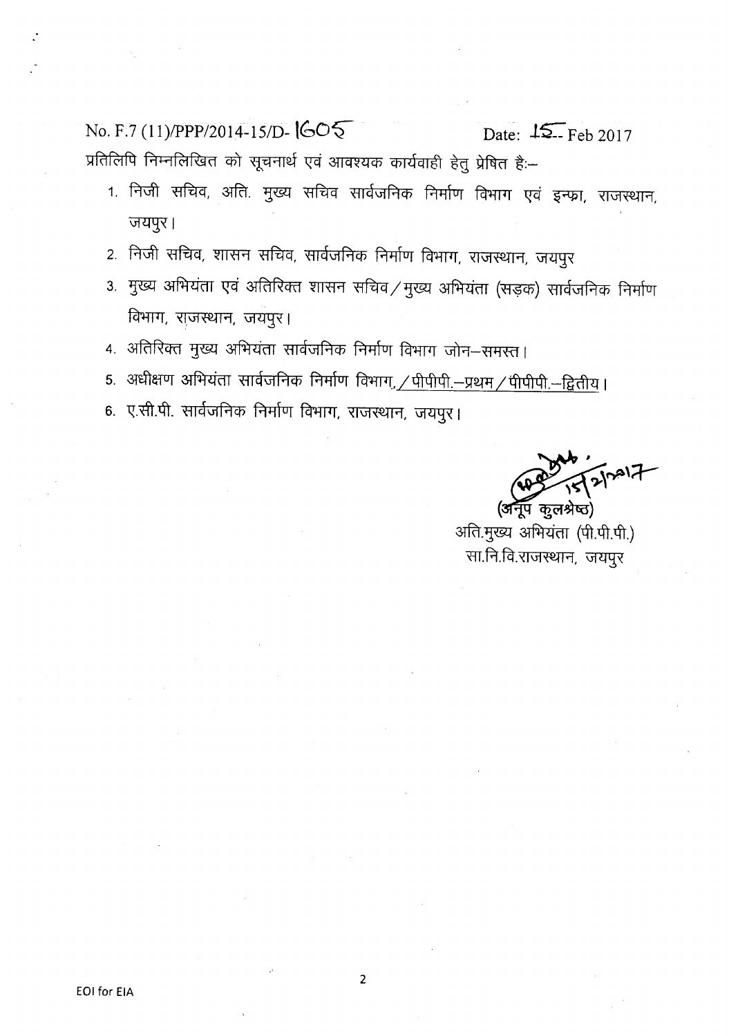No. F.7 (11)/PPP/2014-15/D- 1605 Date: 15-- Feb 2017

प्रतिलिपि निम्नलिखित को सूचनार्थ एवं आवश्यक कार्यवाही हेतु प्रेषित है:–

1. निजी सचिव, अति. मुख्य सचिव सार्वजनिक निर्माण विभाग एवं इन्फ्रा, राजस्थान, जयपुर।
2. निजी सचिव, शासन सचिव, सार्वजनिक निर्माण विभाग, राजस्थान, जयपुर
3. मुख्य अभियंता एवं अतिरिक्त शासन सचिव / मुख्य अभियंता (सड़क) सार्वजनिक निर्माण विभाग, राजस्थान, जयपुर।
4. अतिरिक्त मुख्य अभियंता सार्वजनिक निर्माण विभाग जोन–समस्त।
5. अधीक्षण अभियंता सार्वजनिक निर्माण विभाग, / पीपीपी.–प्रथम / पीपीपी.–द्वितीय।
6. ए.सी.पी. सार्वजनिक निर्माण विभाग, राजस्थान, जयपुर।

15/2/2017

(अनूप कुलश्रेष्ठ)
अति.मुख्य अभियंता (पी.पी.पी.)
सा.नि.वि.राजस्थान, जयपुर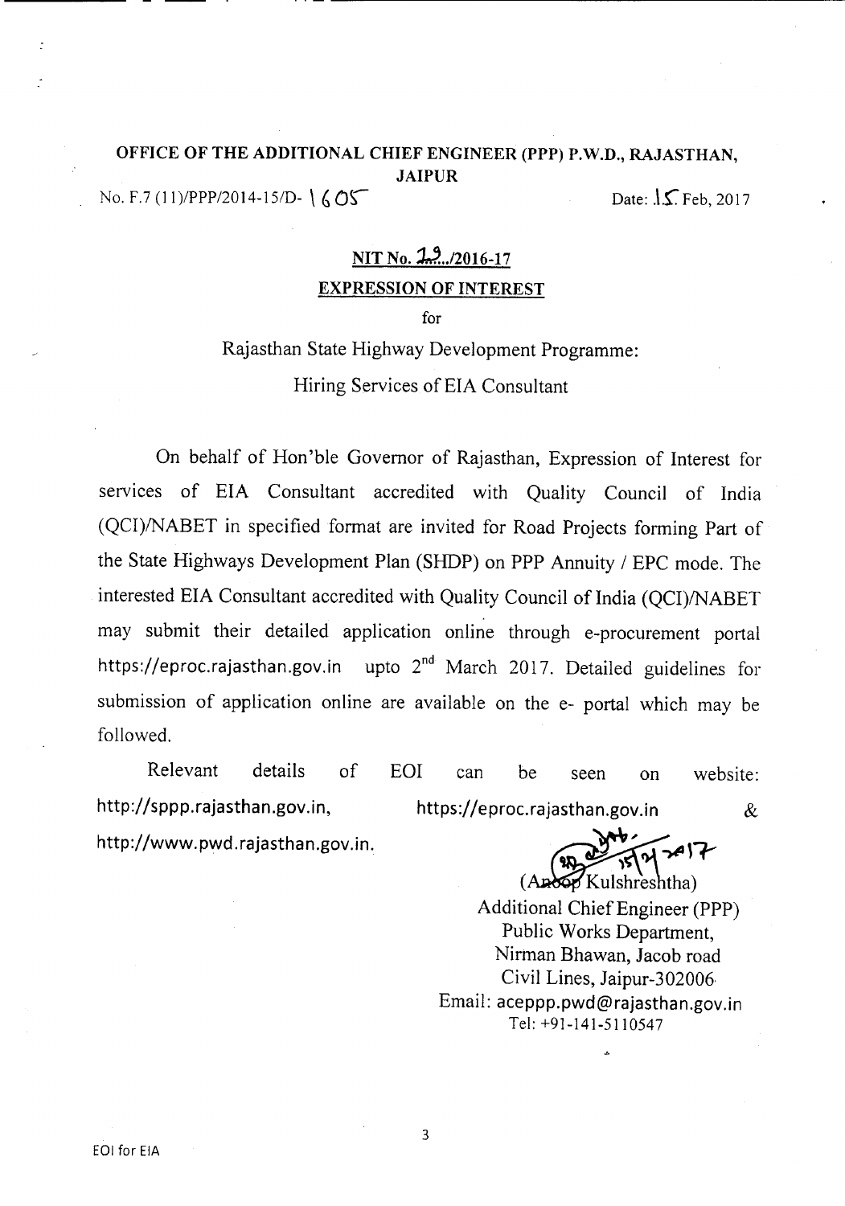**OFFICE OF THE ADDITIONAL CHIEF ENGINEER (PPP) P.W.D., RAJASTHAN, JAIPUR**

No. F.7 (11)/PPP/2014-15/D- 1605 Date: 15 Feb, 2017

## NIT No. 19../2016-17

## EXPRESSION OF INTEREST

for

Rajasthan State Highway Development Programme:

Hiring Services of EIA Consultant

On behalf of Hon'ble Governor of Rajasthan, Expression of Interest for services of EIA Consultant accredited with Quality Council of India (QCI)/NABET in specified format are invited for Road Projects forming Part of the State Highways Development Plan (SHDP) on PPP Annuity / EPC mode. The interested EIA Consultant accredited with Quality Council of India (QCI)/NABET may submit their detailed application online through e-procurement portal https://eproc.rajasthan.gov.in upto 2nd March 2017. Detailed guidelines for submission of application online are available on the e- portal which may be followed.

Relevant details of EOI can be seen on website: http://sppp.rajasthan.gov.in, https://eproc.rajasthan.gov.in & http://www.pwd.rajasthan.gov.in.

15/2/2017

(Anoop Kulshreshtha)
Additional Chief Engineer (PPP)
Public Works Department,
Nirman Bhawan, Jacob road
Civil Lines, Jaipur-302006
Email: aceppp.pwd@rajasthan.gov.in
Tel: +91-141-5110547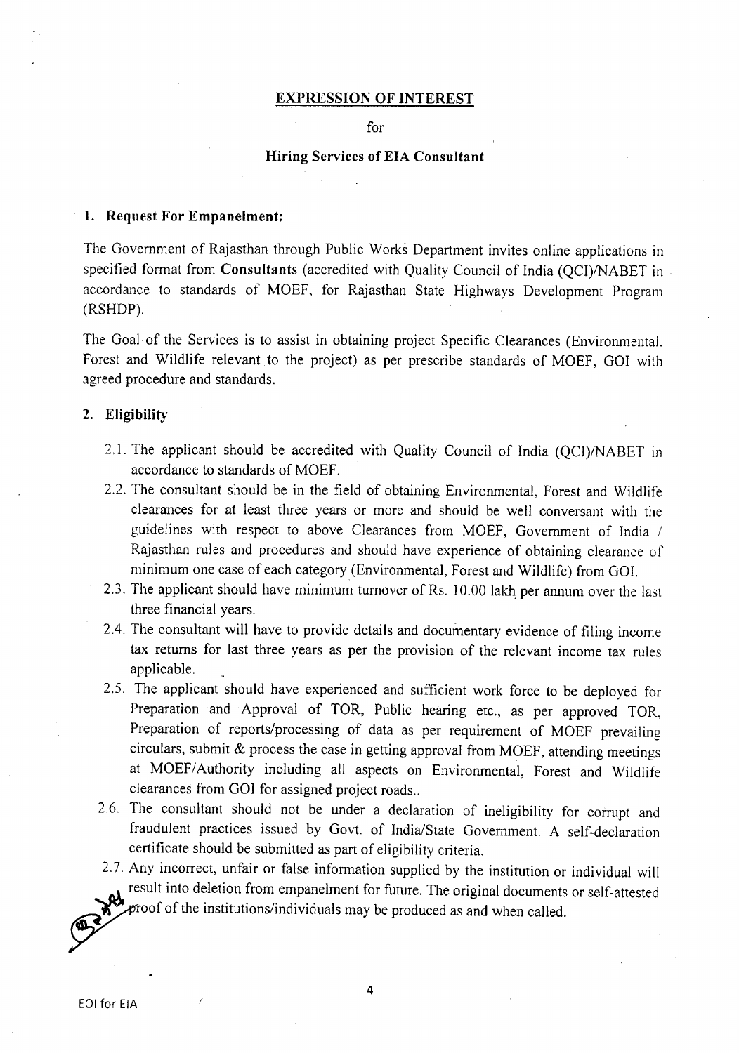## EXPRESSION OF INTEREST

for

### Hiring Services of EIA Consultant

**1. Request For Empanelment:**

The Government of Rajasthan through Public Works Department invites online applications in specified format from **Consultants** (accredited with Quality Council of India (QCI)/NABET in accordance to standards of MOEF, for Rajasthan State Highways Development Program (RSHDP).

The Goal of the Services is to assist in obtaining project Specific Clearances (Environmental, Forest and Wildlife relevant to the project) as per prescribe standards of MOEF, GOI with agreed procedure and standards.

**2. Eligibility**

2.1. The applicant should be accredited with Quality Council of India (QCI)/NABET in accordance to standards of MOEF.

2.2. The consultant should be in the field of obtaining Environmental, Forest and Wildlife clearances for at least three years or more and should be well conversant with the guidelines with respect to above Clearances from MOEF, Government of India / Rajasthan rules and procedures and should have experience of obtaining clearance of minimum one case of each category (Environmental, Forest and Wildlife) from GOI.

2.3. The applicant should have minimum turnover of Rs. 10.00 lakh per annum over the last three financial years.

2.4. The consultant will have to provide details and documentary evidence of filing income tax returns for last three years as per the provision of the relevant income tax rules applicable.

2.5. The applicant should have experienced and sufficient work force to be deployed for Preparation and Approval of TOR, Public hearing etc., as per approved TOR, Preparation of reports/processing of data as per requirement of MOEF prevailing circulars, submit & process the case in getting approval from MOEF, attending meetings at MOEF/Authority including all aspects on Environmental, Forest and Wildlife clearances from GOI for assigned project roads..

2.6. The consultant should not be under a declaration of ineligibility for corrupt and fraudulent practices issued by Govt. of India/State Government. A self-declaration certificate should be submitted as part of eligibility criteria.

2.7. Any incorrect, unfair or false information supplied by the institution or individual will result into deletion from empanelment for future. The original documents or self-attested proof of the institutions/individuals may be produced as and when called.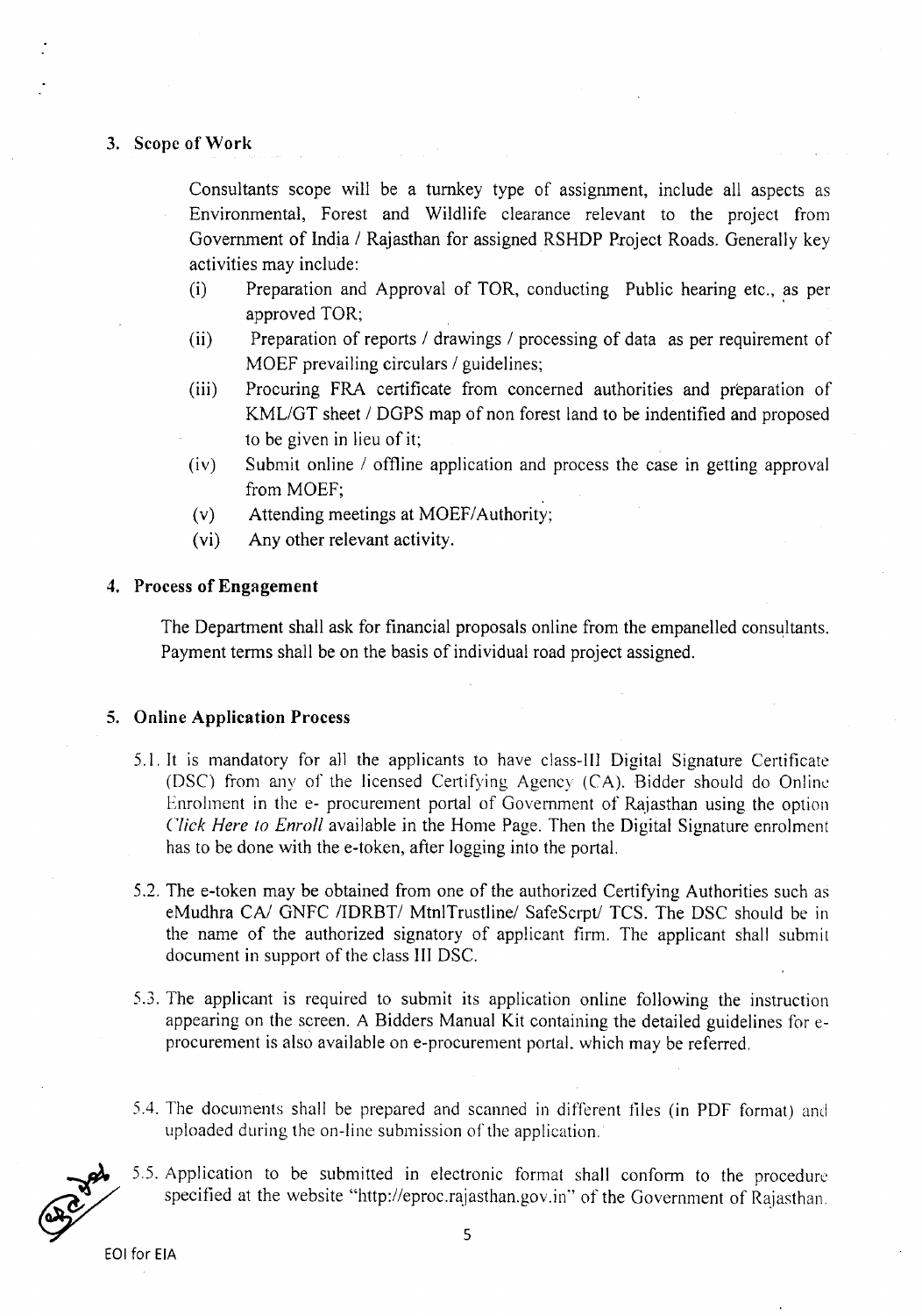## 3. Scope of Work

Consultants scope will be a turnkey type of assignment, include all aspects as Environmental, Forest and Wildlife clearance relevant to the project from Government of India / Rajasthan for assigned RSHDP Project Roads. Generally key activities may include:

- (i) Preparation and Approval of TOR, conducting Public hearing etc., as per approved TOR;
- (ii) Preparation of reports / drawings / processing of data as per requirement of MOEF prevailing circulars / guidelines;
- (iii) Procuring FRA certificate from concerned authorities and preparation of KML/GT sheet / DGPS map of non forest land to be indentified and proposed to be given in lieu of it;
- (iv) Submit online / offline application and process the case in getting approval from MOEF;
- (v) Attending meetings at MOEF/Authority;
- (vi) Any other relevant activity.

## 4. Process of Engagement

The Department shall ask for financial proposals online from the empanelled consultants. Payment terms shall be on the basis of individual road project assigned.

## 5. Online Application Process

5.1. It is mandatory for all the applicants to have class-III Digital Signature Certificate (DSC) from any of the licensed Certifying Agency (CA). Bidder should do Online Enrolment in the e- procurement portal of Government of Rajasthan using the option *Click Here to Enroll* available in the Home Page. Then the Digital Signature enrolment has to be done with the e-token, after logging into the portal.

5.2. The e-token may be obtained from one of the authorized Certifying Authorities such as eMudhra CA/ GNFC /IDRBT/ MtnlTrustline/ SafeScrpt/ TCS. The DSC should be in the name of the authorized signatory of applicant firm. The applicant shall submit document in support of the class III DSC.

5.3. The applicant is required to submit its application online following the instruction appearing on the screen. A Bidders Manual Kit containing the detailed guidelines for e-procurement is also available on e-procurement portal, which may be referred.

5.4. The documents shall be prepared and scanned in different files (in PDF format) and uploaded during the on-line submission of the application.

5.5. Application to be submitted in electronic format shall conform to the procedure specified at the website "http://eproc.rajasthan.gov.in" of the Government of Rajasthan.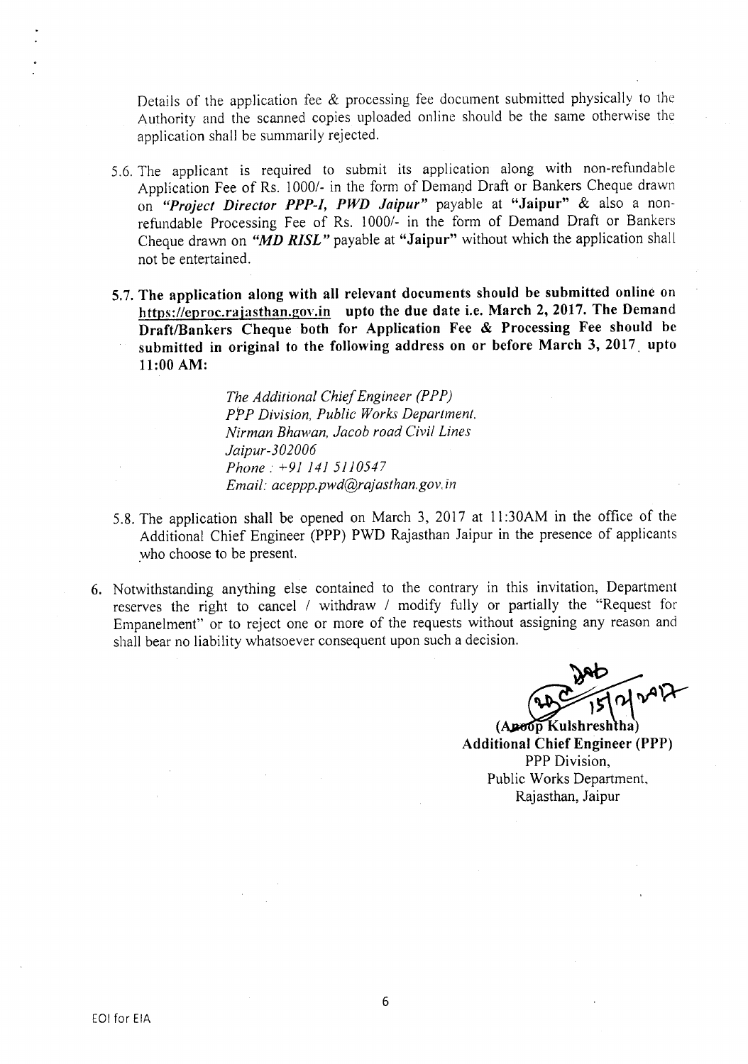Details of the application fee & processing fee document submitted physically to the Authority and the scanned copies uploaded online should be the same otherwise the application shall be summarily rejected.

5.6. The applicant is required to submit its application along with non-refundable Application Fee of Rs. 1000/- in the form of Demand Draft or Bankers Cheque drawn on ***"Project Director PPP-I, PWD Jaipur"*** payable at **"Jaipur"** & also a non-refundable Processing Fee of Rs. 1000/- in the form of Demand Draft or Bankers Cheque drawn on ***"MD RISL"*** payable at **"Jaipur"** without which the application shall not be entertained.

**5.7. The application along with all relevant documents should be submitted online on https://eproc.rajasthan.gov.in upto the due date i.e. March 2, 2017. The Demand Draft/Bankers Cheque both for Application Fee & Processing Fee should be submitted in original to the following address on or before March 3, 2017 upto 11:00 AM:**

> *The Additional Chief Engineer (PPP)*
> *PPP Division, Public Works Department,*
> *Nirman Bhawan, Jacob road Civil Lines*
> *Jaipur-302006*
> *Phone : +91 141 5110547*
> *Email: aceppp.pwd@rajasthan.gov.in*

5.8. The application shall be opened on March 3, 2017 at 11:30AM in the office of the Additional Chief Engineer (PPP) PWD Rajasthan Jaipur in the presence of applicants who choose to be present.

6. Notwithstanding anything else contained to the contrary in this invitation, Department reserves the right to cancel / withdraw / modify fully or partially the "Request for Empanelment" or to reject one or more of the requests without assigning any reason and shall bear no liability whatsoever consequent upon such a decision.

15/2/2017

**(Anoop Kulshreshtha)**
**Additional Chief Engineer (PPP)**
PPP Division,
Public Works Department,
Rajasthan, Jaipur

EOI for EIA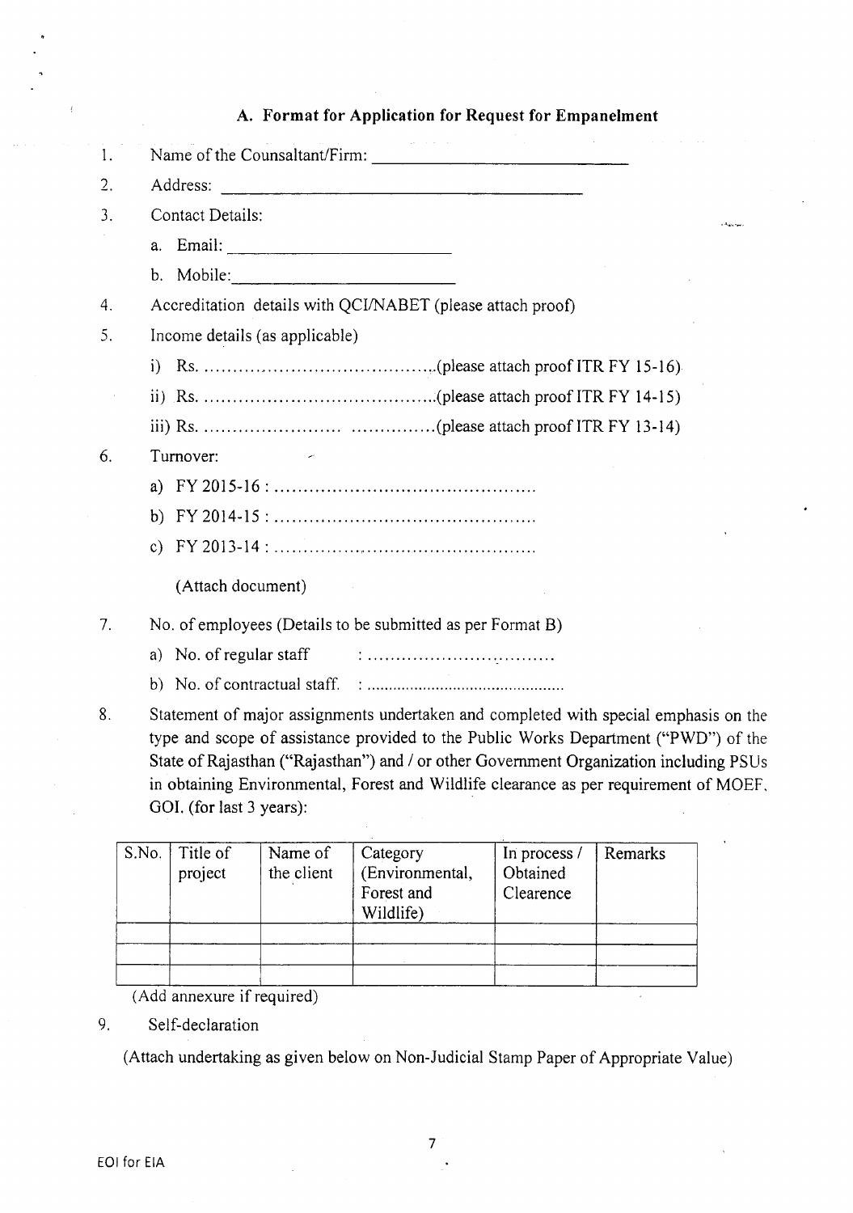## A. Format for Application for Request for Empanelment

1. Name of the Counsaltant/Firm: ______________________________
2. Address: ________________________________________
3. Contact Details:
   a. Email: ______________________
   b. Mobile: ______________________
4. Accreditation details with QCI/NABET (please attach proof)
5. Income details (as applicable)
   i) Rs. ........................................(please attach proof ITR FY 15-16)
   ii) Rs. ........................................(please attach proof ITR FY 14-15)
   iii) Rs. ........................ ...............(please attach proof ITR FY 13-14)
6. Turnover:
   a) FY 2015-16 : .............................................
   b) FY 2014-15 : .............................................
   c) FY 2013-14 : .............................................

   (Attach document)

7. No. of employees (Details to be submitted as per Format B)
   a) No. of regular staff : ...................................
   b) No. of contractual staff. : ...................................
8. Statement of major assignments undertaken and completed with special emphasis on the type and scope of assistance provided to the Public Works Department ("PWD") of the State of Rajasthan ("Rajasthan") and / or other Government Organization including PSUs in obtaining Environmental, Forest and Wildlife clearance as per requirement of MOEF, GOI. (for last 3 years):

| S.No. | Title of project | Name of the client | Category (Environmental, Forest and Wildlife) | In process / Obtained Clearence | Remarks |
|---|---|---|---|---|---|
| | | | | | |
| | | | | | |
| | | | | | |

(Add annexure if required)

9. Self-declaration

(Attach undertaking as given below on Non-Judicial Stamp Paper of Appropriate Value)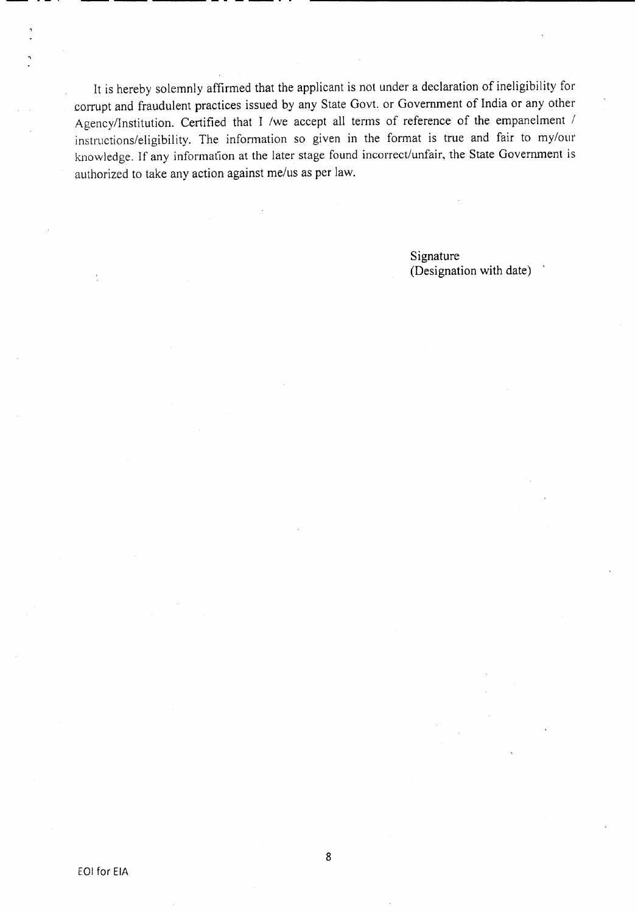It is hereby solemnly affirmed that the applicant is not under a declaration of ineligibility for corrupt and fraudulent practices issued by any State Govt. or Government of India or any other Agency/Institution. Certified that I /we accept all terms of reference of the empanelment / instructions/eligibility. The information so given in the format is true and fair to my/our knowledge. If any information at the later stage found incorrect/unfair, the State Government is authorized to take any action against me/us as per law.

Signature
(Designation with date)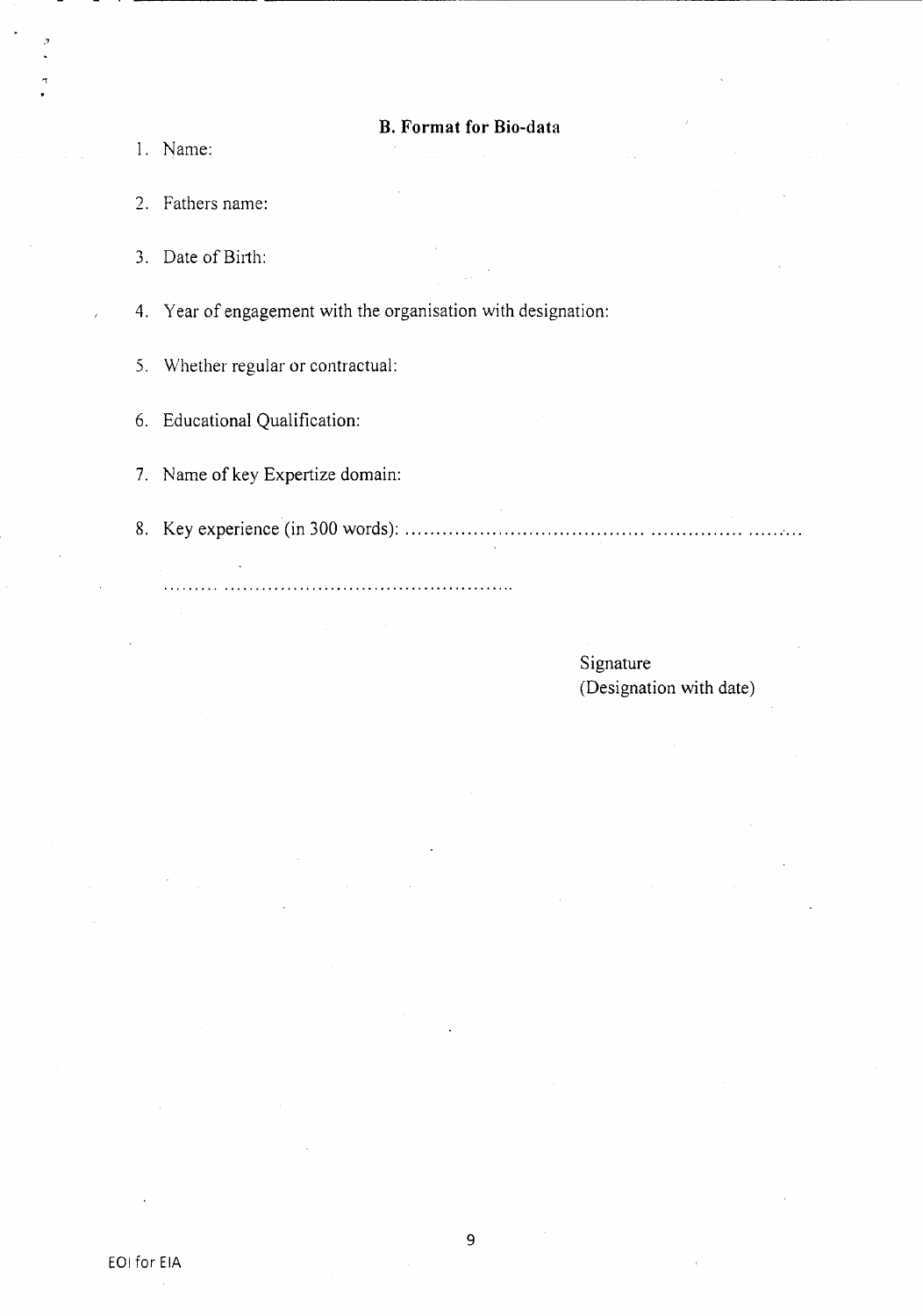## B. Format for Bio-data

1. Name:

2. Fathers name:

3. Date of Birth:

4. Year of engagement with the organisation with designation:

5. Whether regular or contractual:

6. Educational Qualification:

7. Name of key Expertize domain:

8. Key experience (in 300 words): ...................................... ............... .........

   ......... ..............................................

Signature
(Designation with date)